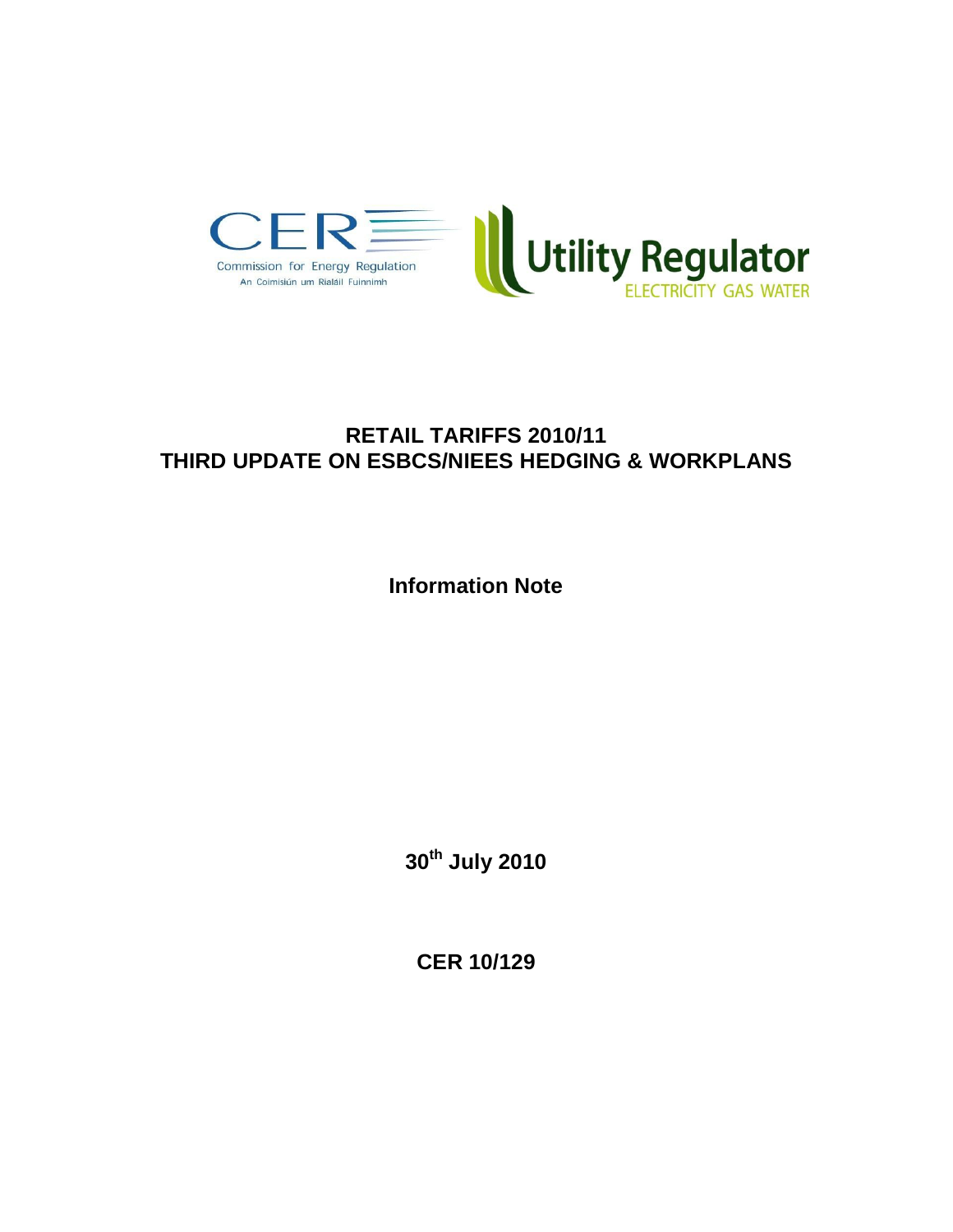Commission for Energy Regulation

An Coimisiún um Rialáil Fuinnimh

Utility Regulator

ELECTRICITY GAS WATER

# RETAIL TARIFFS 2010/11
# THIRD UPDATE ON ESBCS/NIEES HEDGING & WORKPLANS

**Information Note**

**30th July 2010**

**CER 10/129**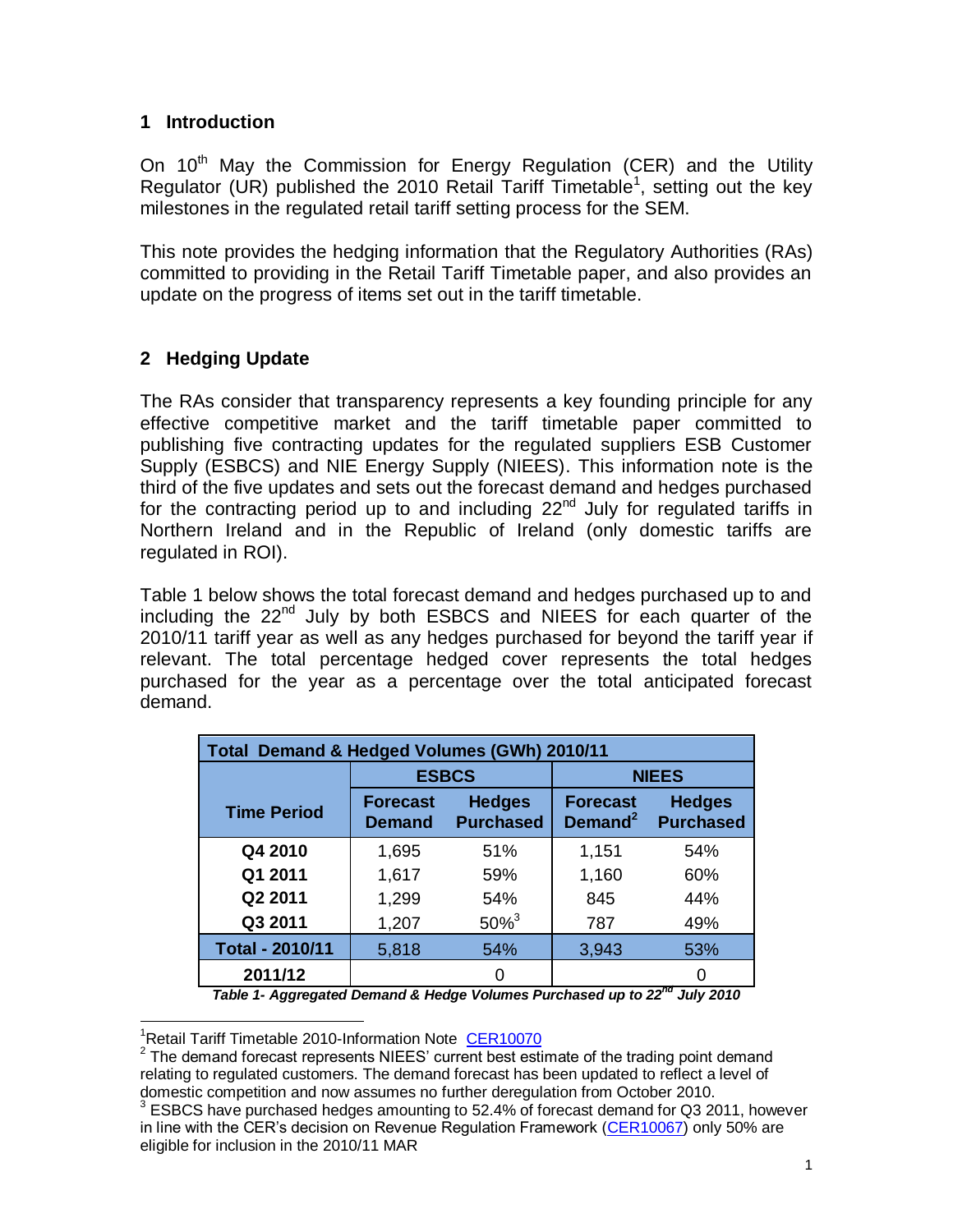## 1 Introduction

On 10th May the Commission for Energy Regulation (CER) and the Utility Regulator (UR) published the 2010 Retail Tariff Timetable[1], setting out the key milestones in the regulated retail tariff setting process for the SEM.

This note provides the hedging information that the Regulatory Authorities (RAs) committed to providing in the Retail Tariff Timetable paper, and also provides an update on the progress of items set out in the tariff timetable.

## 2 Hedging Update

The RAs consider that transparency represents a key founding principle for any effective competitive market and the tariff timetable paper committed to publishing five contracting updates for the regulated suppliers ESB Customer Supply (ESBCS) and NIE Energy Supply (NIEES). This information note is the third of the five updates and sets out the forecast demand and hedges purchased for the contracting period up to and including 22nd July for regulated tariffs in Northern Ireland and in the Republic of Ireland (only domestic tariffs are regulated in ROI).

Table 1 below shows the total forecast demand and hedges purchased up to and including the 22nd July by both ESBCS and NIEES for each quarter of the 2010/11 tariff year as well as any hedges purchased for beyond the tariff year if relevant. The total percentage hedged cover represents the total hedges purchased for the year as a percentage over the total anticipated forecast demand.

| Total Demand & Hedged Volumes (GWh) 2010/11 | | | | |
|---|---|---|---|---|
| | ESBCS | | NIEES | |
| Time Period | Forecast Demand | Hedges Purchased | Forecast Demand[2] | Hedges Purchased |
| Q4 2010 | 1,695 | 51% | 1,151 | 54% |
| Q1 2011 | 1,617 | 59% | 1,160 | 60% |
| Q2 2011 | 1,299 | 54% | 845 | 44% |
| Q3 2011 | 1,207 | 50%[3] | 787 | 49% |
| **Total - 2010/11** | 5,818 | 54% | 3,943 | 53% |
| **2011/12** | | 0 | | 0 |

*Table 1- Aggregated Demand & Hedge Volumes Purchased up to 22nd July 2010*

---

[1] Retail Tariff Timetable 2010-Information Note CER10070

[2] The demand forecast represents NIEES' current best estimate of the trading point demand relating to regulated customers. The demand forecast has been updated to reflect a level of domestic competition and now assumes no further deregulation from October 2010.

[3] ESBCS have purchased hedges amounting to 52.4% of forecast demand for Q3 2011, however in line with the CER's decision on Revenue Regulation Framework (CER10067) only 50% are eligible for inclusion in the 2010/11 MAR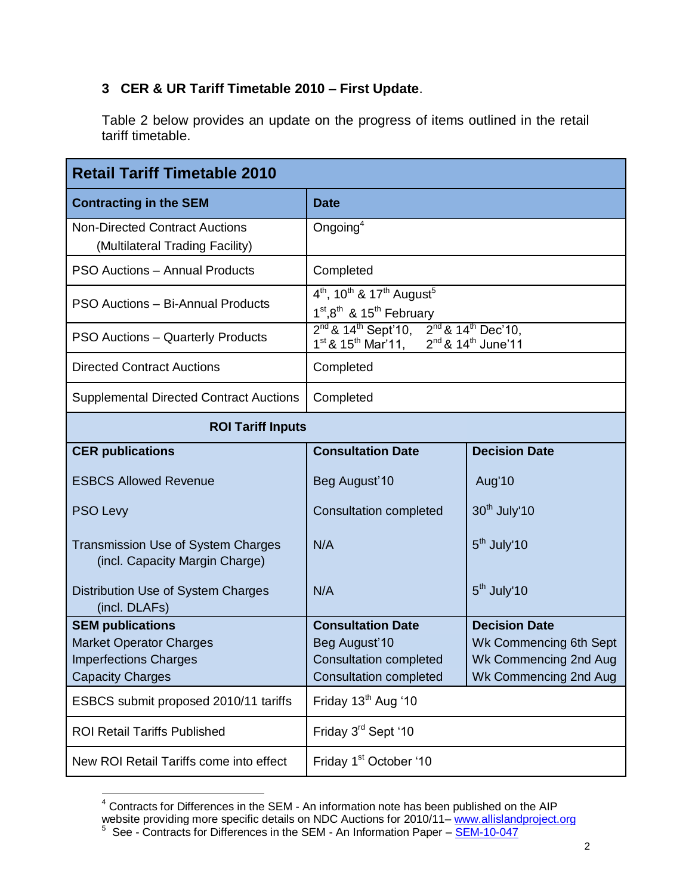## 3 CER & UR Tariff Timetable 2010 – First Update.

Table 2 below provides an update on the progress of items outlined in the retail tariff timetable.

| Retail Tariff Timetable 2010 | | |
|---|---|---|
| **Contracting in the SEM** | **Date** | |
| Non-Directed Contract Auctions (Multilateral Trading Facility) | Ongoing[4] | |
| PSO Auctions – Annual Products | Completed | |
| PSO Auctions – Bi-Annual Products | 4th, 10th & 17th August[5]<br>1st, 8th & 15th February | |
| PSO Auctions – Quarterly Products | 2nd & 14th Sept'10, 2nd & 14th Dec'10,<br>1st & 15th Mar'11, 2nd & 14th June'11 | |
| Directed Contract Auctions | Completed | |
| Supplemental Directed Contract Auctions | Completed | |
| **ROI Tariff Inputs** | | |
| **CER publications** | **Consultation Date** | **Decision Date** |
| ESBCS Allowed Revenue | Beg August'10 | Aug'10 |
| PSO Levy | Consultation completed | 30th July'10 |
| Transmission Use of System Charges (incl. Capacity Margin Charge) | N/A | 5th July'10 |
| Distribution Use of System Charges (incl. DLAFs) | N/A | 5th July'10 |
| **SEM publications** | **Consultation Date** | **Decision Date** |
| Market Operator Charges | Beg August'10 | Wk Commencing 6th Sept |
| Imperfections Charges | Consultation completed | Wk Commencing 2nd Aug |
| Capacity Charges | Consultation completed | Wk Commencing 2nd Aug |
| ESBCS submit proposed 2010/11 tariffs | Friday 13th Aug '10 | |
| ROI Retail Tariffs Published | Friday 3rd Sept '10 | |
| New ROI Retail Tariffs come into effect | Friday 1st October '10 | |

[4] Contracts for Differences in the SEM - An information note has been published on the AIP website providing more specific details on NDC Auctions for 2010/11– www.allislandproject.org

[5] See - Contracts for Differences in the SEM - An Information Paper – SEM-10-047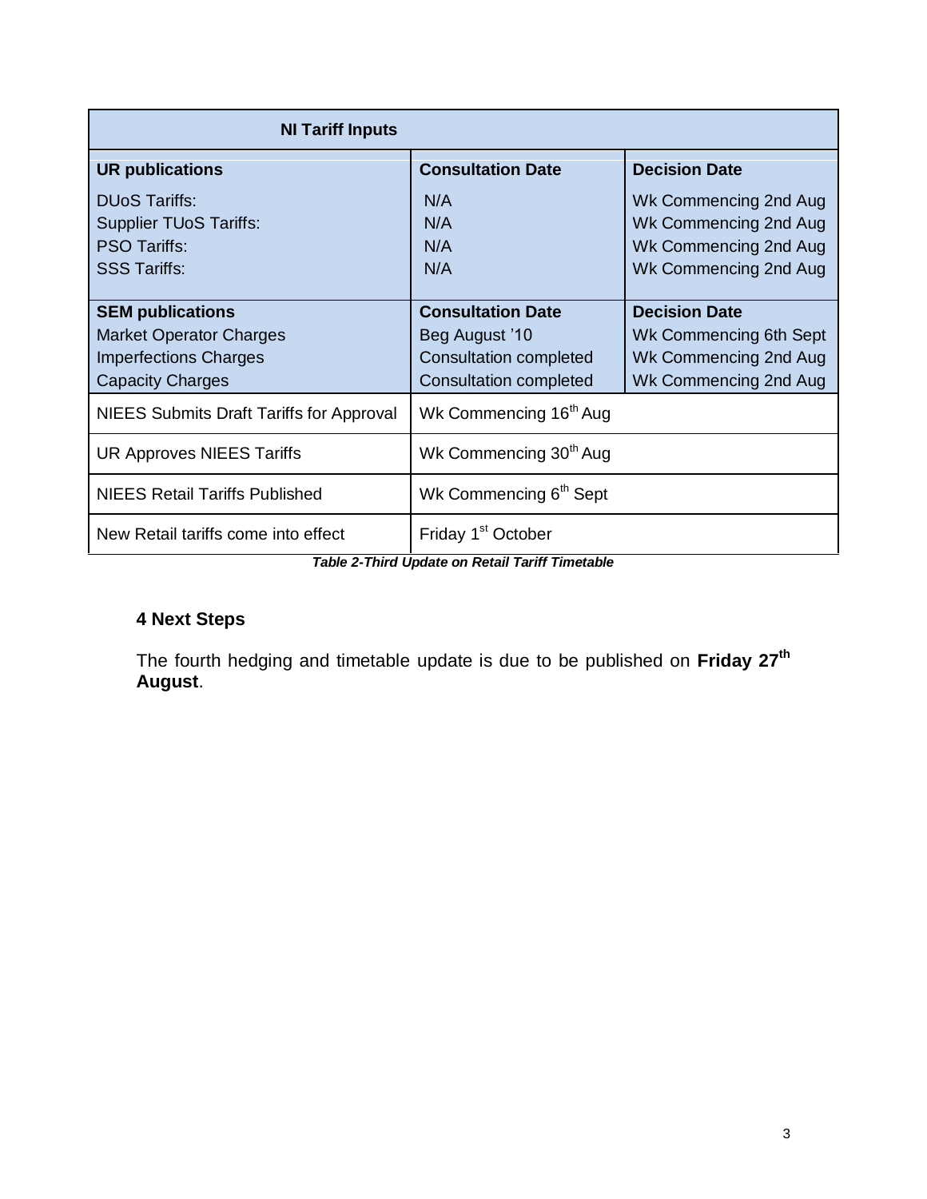| NI Tariff Inputs | | |
|---|---|---|
| **UR publications** | **Consultation Date** | **Decision Date** |
| DUoS Tariffs: | N/A | Wk Commencing 2nd Aug |
| Supplier TUoS Tariffs: | N/A | Wk Commencing 2nd Aug |
| PSO Tariffs: | N/A | Wk Commencing 2nd Aug |
| SSS Tariffs: | N/A | Wk Commencing 2nd Aug |
| **SEM publications** | **Consultation Date** | **Decision Date** |
| Market Operator Charges | Beg August '10 | Wk Commencing 6th Sept |
| Imperfections Charges | Consultation completed | Wk Commencing 2nd Aug |
| Capacity Charges | Consultation completed | Wk Commencing 2nd Aug |
| NIEES Submits Draft Tariffs for Approval | Wk Commencing 16th Aug | |
| UR Approves NIEES Tariffs | Wk Commencing 30th Aug | |
| NIEES Retail Tariffs Published | Wk Commencing 6th Sept | |
| New Retail tariffs come into effect | Friday 1st October | |

***Table 2-Third Update on Retail Tariff Timetable***

## 4 Next Steps

The fourth hedging and timetable update is due to be published on **Friday 27th August**.